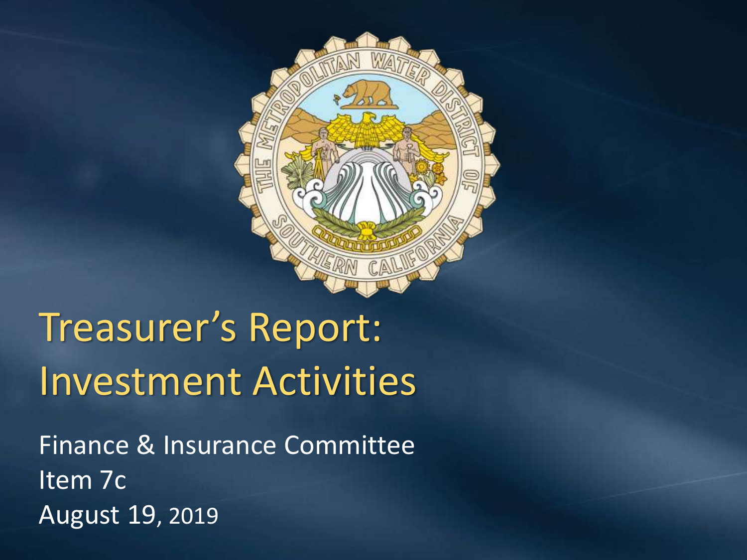# Treasurer's Report: Investment Activities

Finance & Insurance Committee

Item 7c

August 19, 2019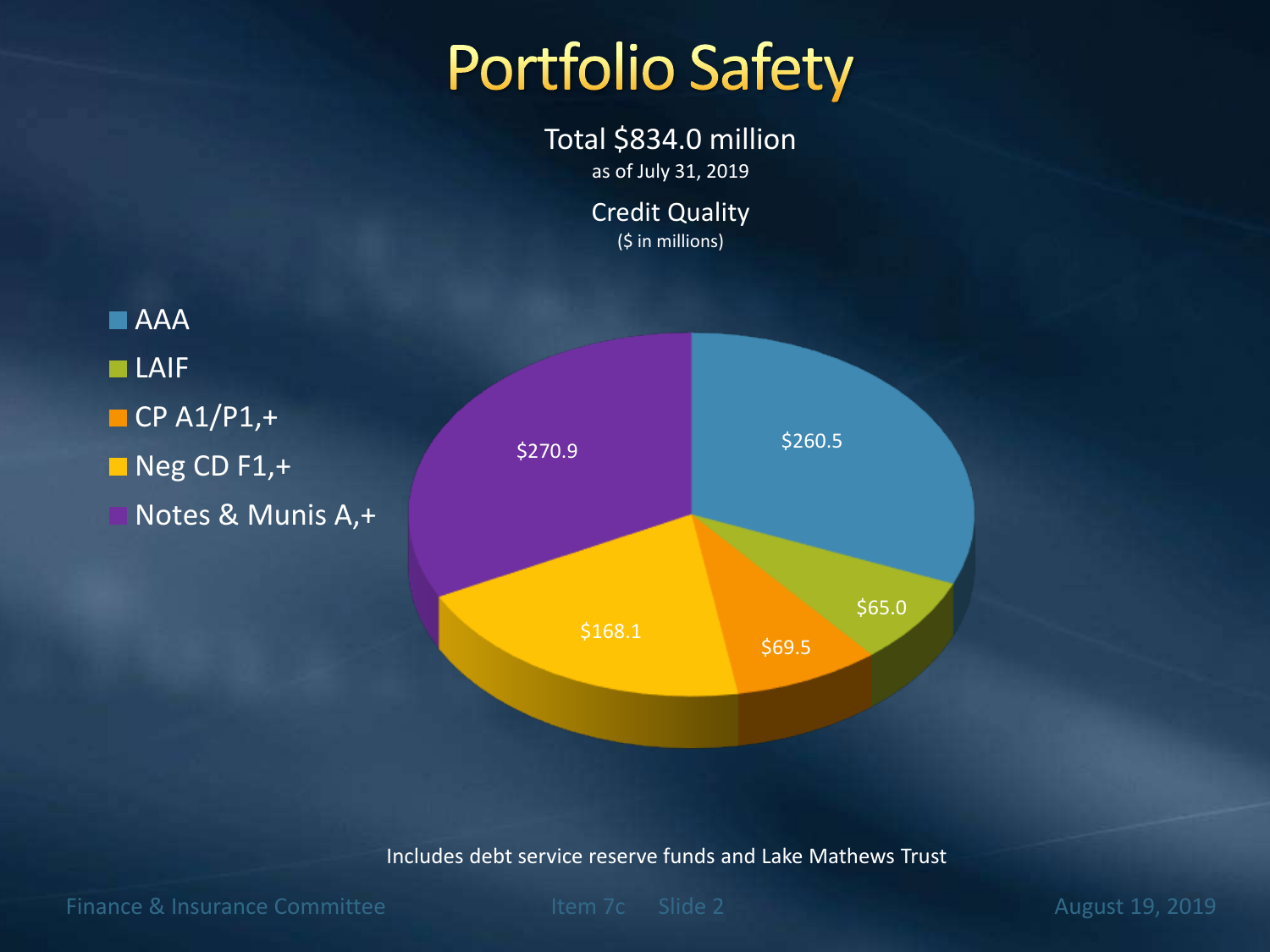# Portfolio Safety

Total $834.0 million
as of July 31, 2019

Credit Quality
($ in millions)

| Category | Amount |
| --- | --- |
| AAA | $260.5 |
| LAIF | $65.0 |
| CP A1/P1,+ | $69.5 |
| Neg CD F1,+ | $168.1 |
| Notes & Munis A,+ | $270.9 |

Includes debt service reserve funds and Lake Mathews Trust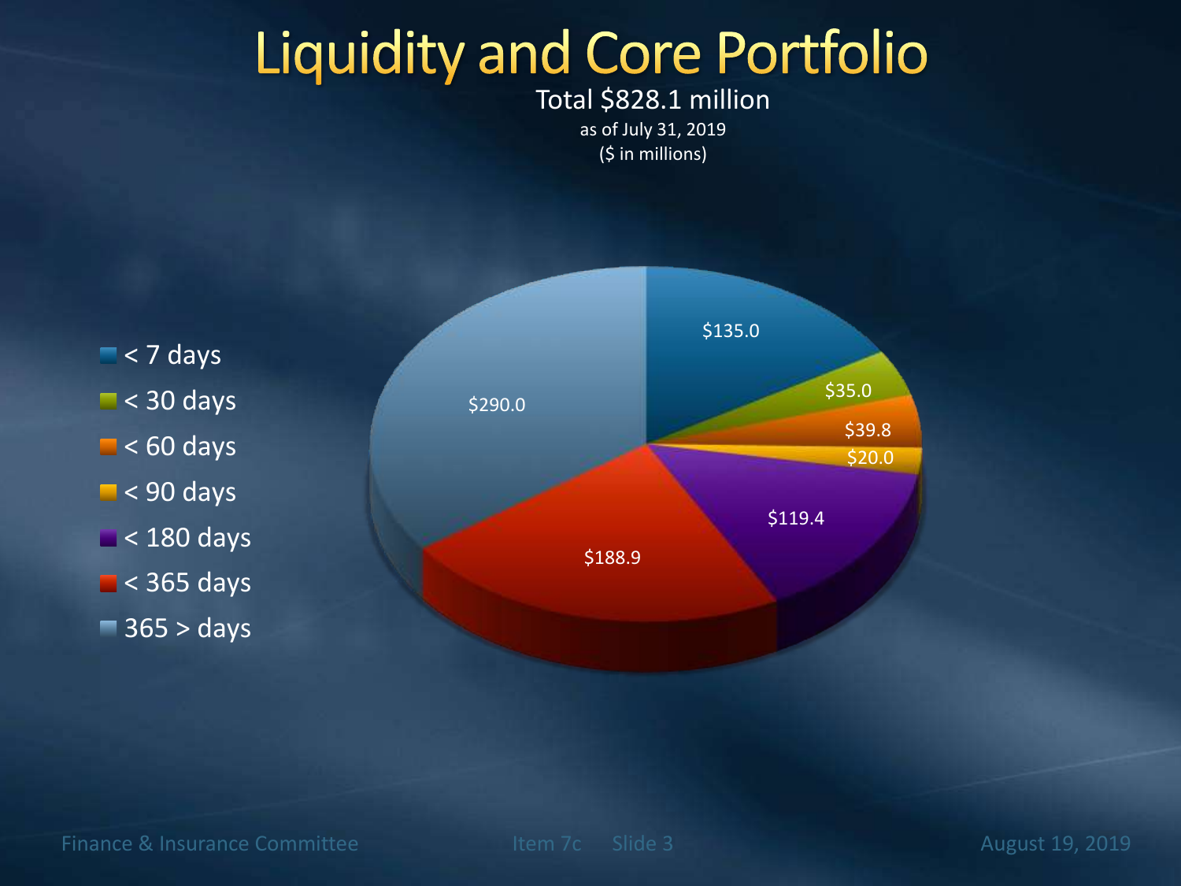# Liquidity and Core Portfolio

Total $828.1 million

as of July 31, 2019

($ in millions)

| Maturity | Amount |
|---|---|
| < 7 days | $135.0 |
| < 30 days | $35.0 |
| < 60 days | $39.8 |
| < 90 days | $20.0 |
| < 180 days | $119.4 |
| < 365 days | $188.9 |
| 365 > days | $290.0 |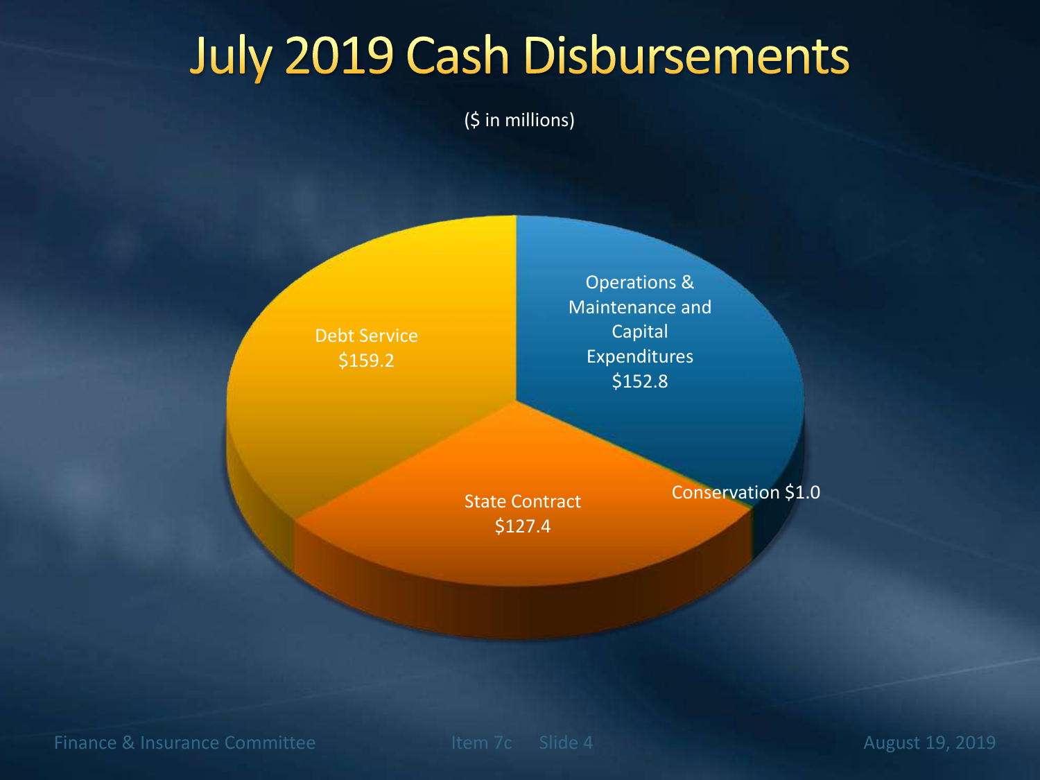# July 2019 Cash Disbursements

($ in millions)

- Debt Service $159.2
- Operations & Maintenance and Capital Expenditures $152.8
- State Contract $127.4
- Conservation $1.0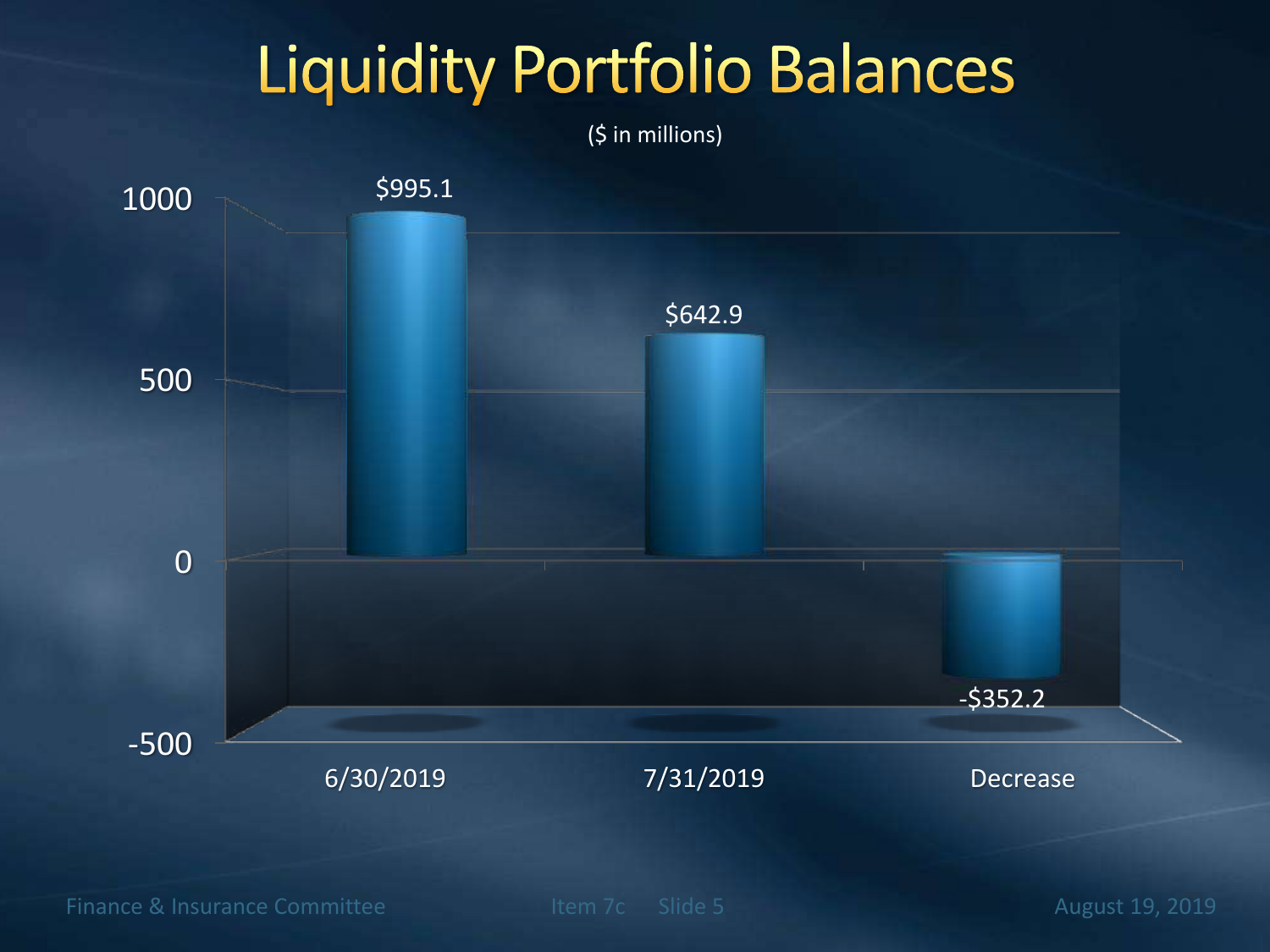# Liquidity Portfolio Balances

($ in millions)

| | 6/30/2019 | 7/31/2019 | Decrease |
|---|---|---|---|
| Balance | $995.1 | $642.9 | -$352.2 |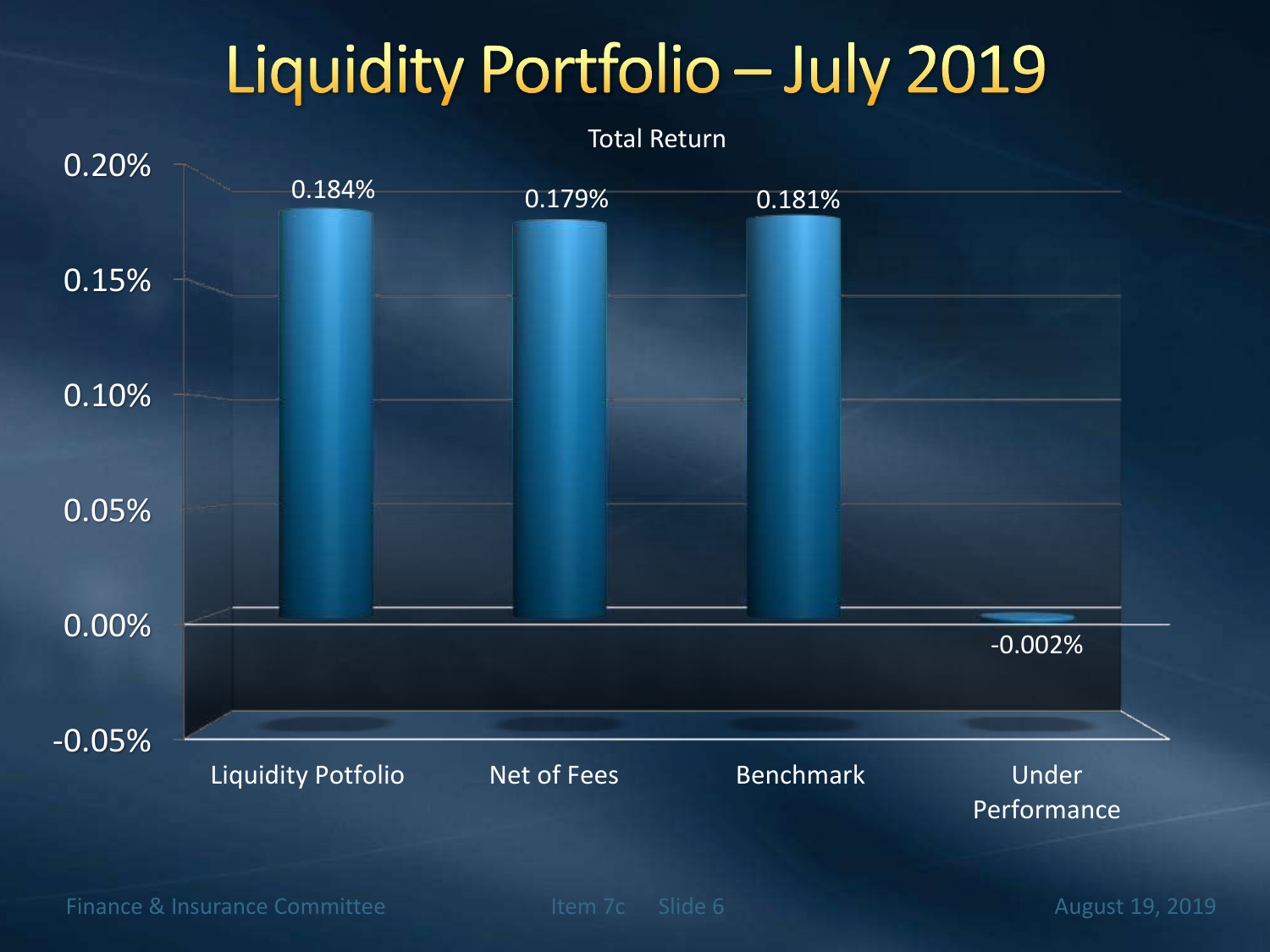# Liquidity Portfolio – July 2019

Total Return

| | Liquidity Potfolio | Net of Fees | Benchmark | Under Performance |
|---|---|---|---|---|
| Total Return | 0.184% | 0.179% | 0.181% | -0.002% |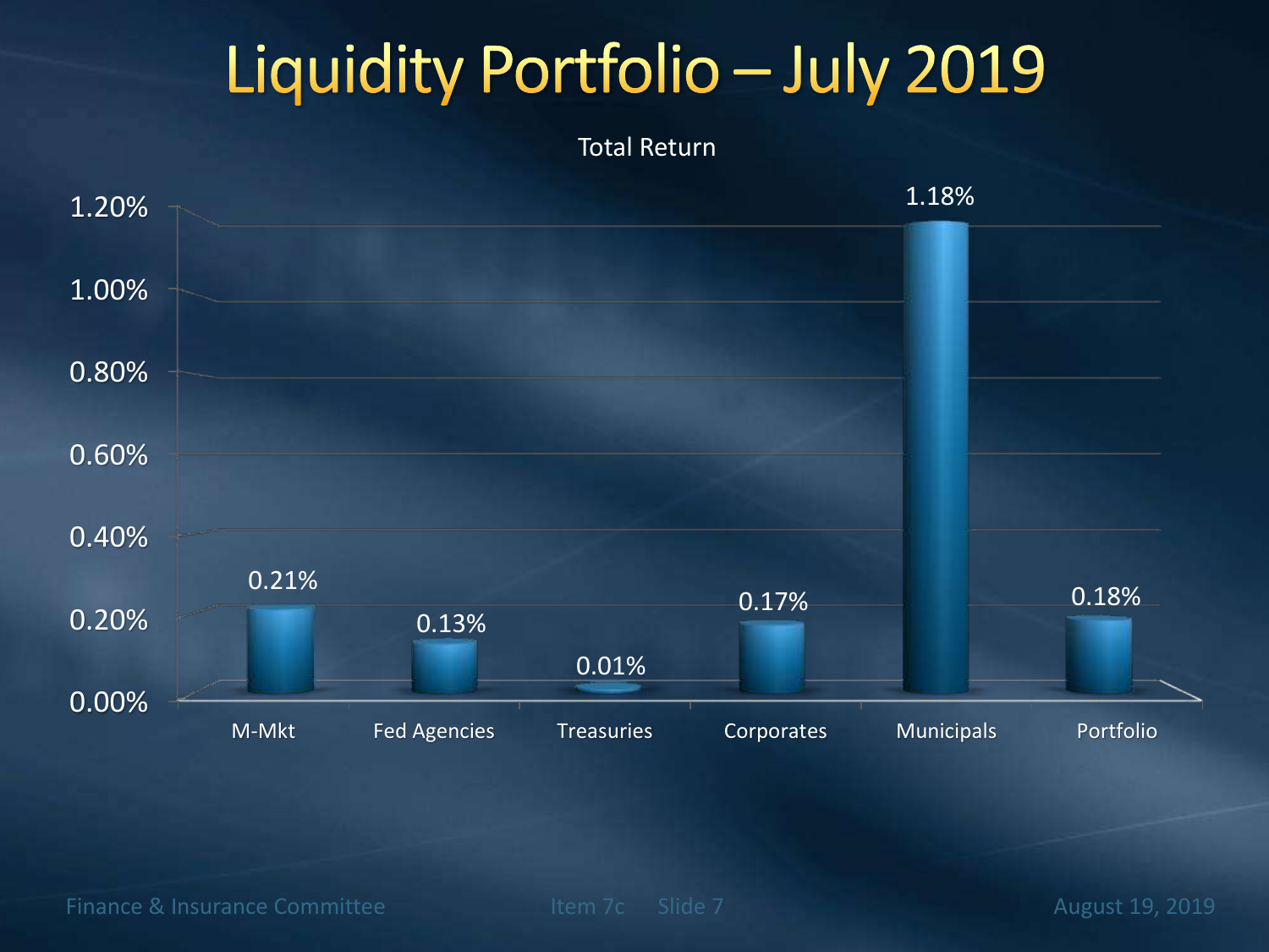# Liquidity Portfolio – July 2019

Total Return

| Category | Total Return |
| --- | --- |
| M-Mkt | 0.21% |
| Fed Agencies | 0.13% |
| Treasuries | 0.01% |
| Corporates | 0.17% |
| Municipals | 1.18% |
| Portfolio | 0.18% |

Finance & Insurance Committee Item 7c Slide 7 August 19, 2019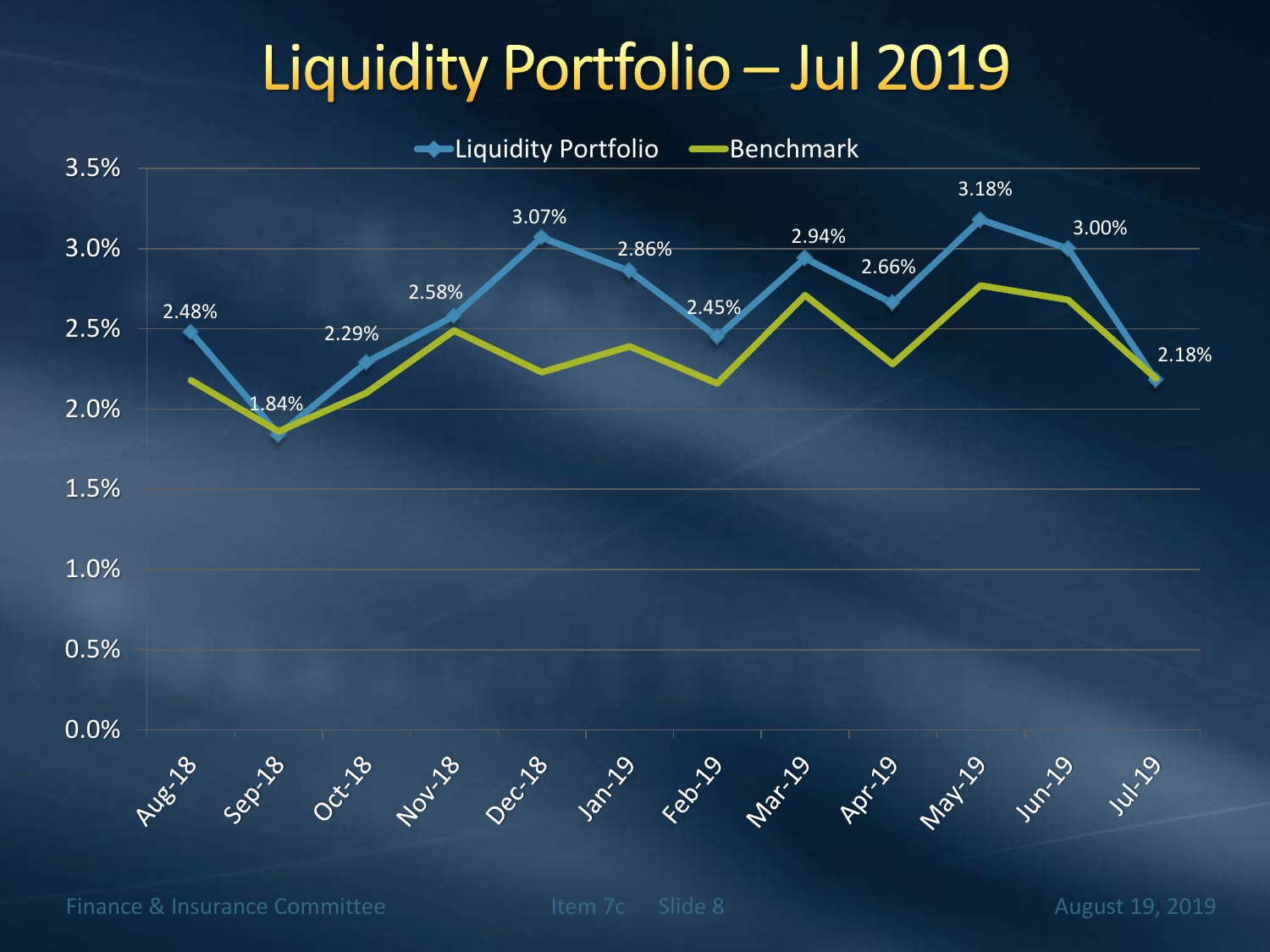# Liquidity Portfolio – Jul 2019

| Month | Liquidity Portfolio |
|---|---|
| Aug-18 | 2.48% |
| Sep-18 | 1.84% |
| Oct-18 | 2.29% |
| Nov-18 | 2.58% |
| Dec-18 | 3.07% |
| Jan-19 | 2.86% |
| Feb-19 | 2.45% |
| Mar-19 | 2.94% |
| Apr-19 | 2.66% |
| May-19 | 3.18% |
| Jun-19 | 3.00% |
| Jul-19 | 2.18% |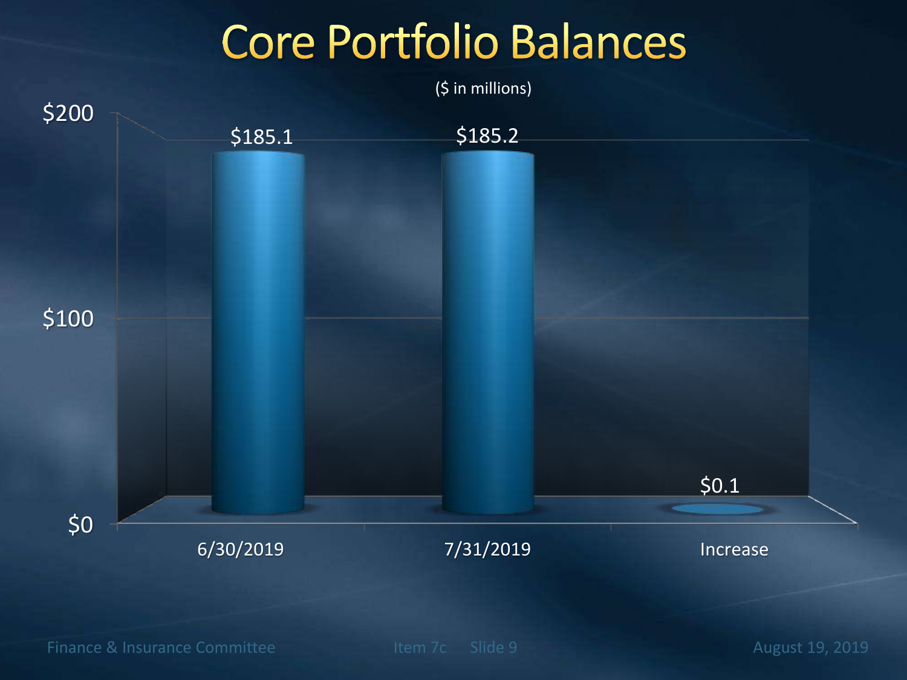# Core Portfolio Balances

($ in millions)

| | 6/30/2019 | 7/31/2019 | Increase |
|---|---|---|---|
| Core Portfolio Balance | $185.1 | $185.2 | $0.1 |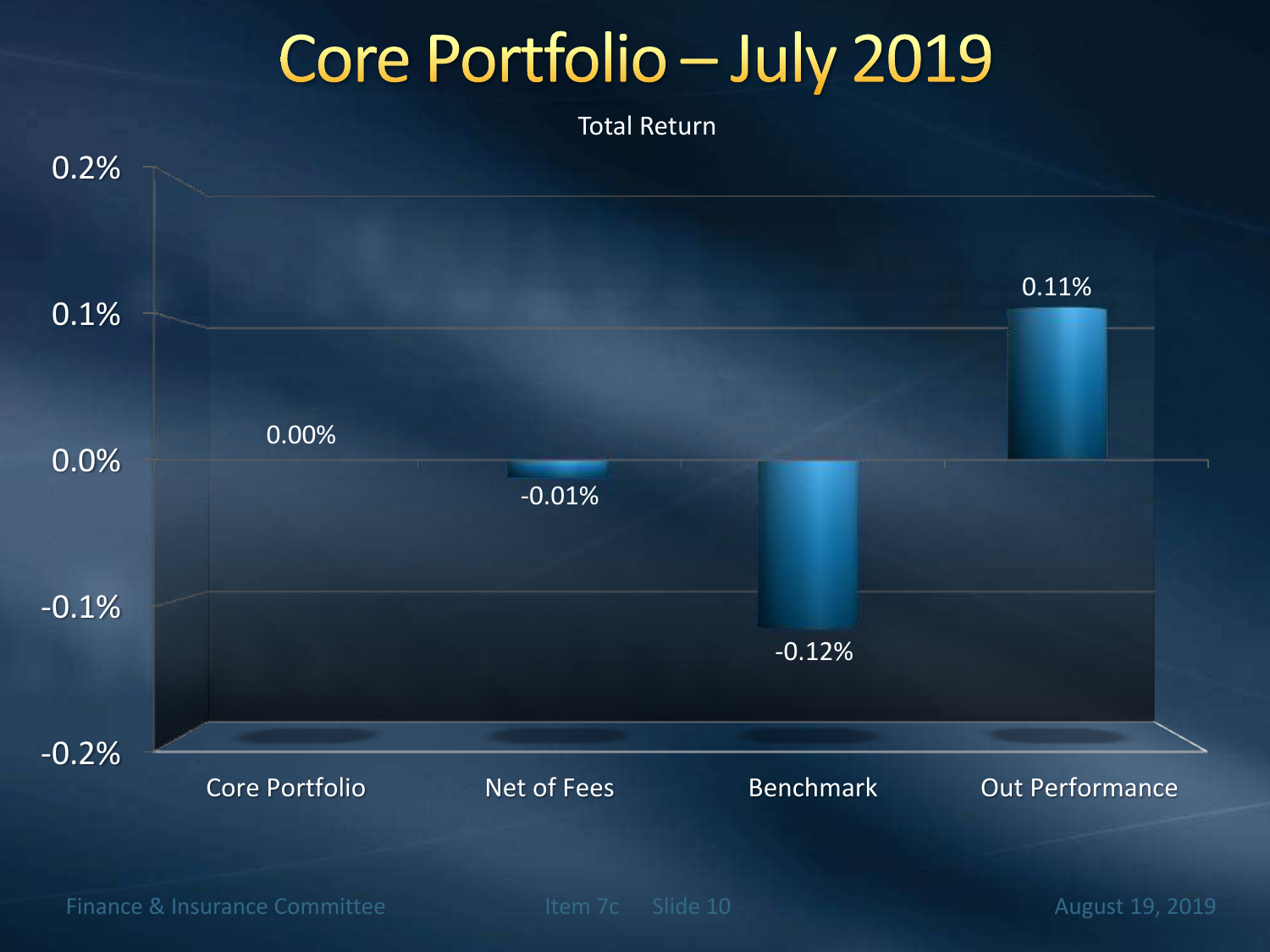# Core Portfolio – July 2019

Total Return

| | Core Portfolio | Net of Fees | Benchmark | Out Performance |
|---|---|---|---|---|
| Total Return | 0.00% | -0.01% | -0.12% | 0.11% |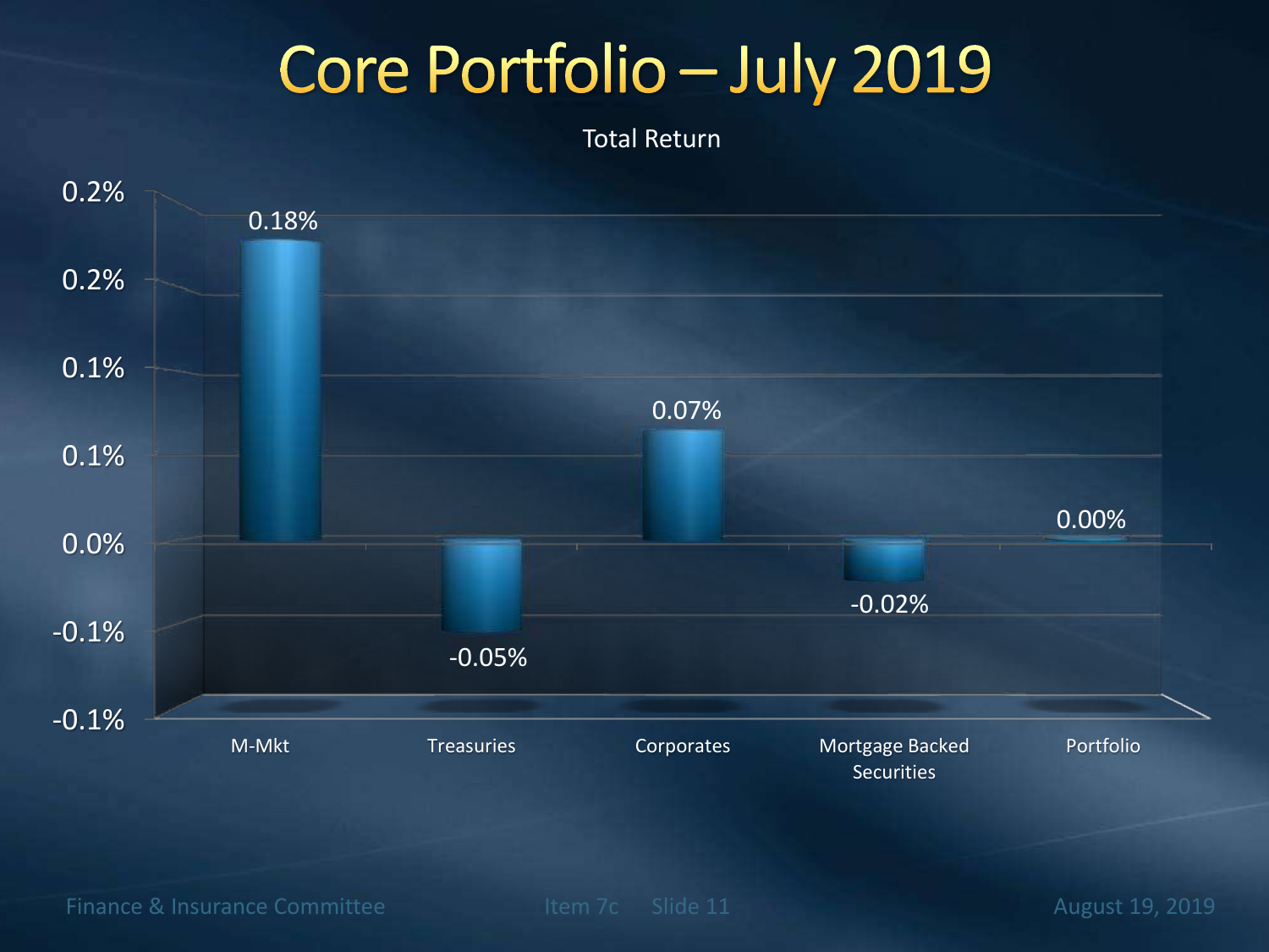# Core Portfolio – July 2019

Total Return

| Category | Total Return |
|---|---|
| M-Mkt | 0.18% |
| Treasuries | -0.05% |
| Corporates | 0.07% |
| Mortgage Backed Securities | -0.02% |
| Portfolio | 0.00% |

Finance & Insurance Committee   Item 7c   Slide 11   August 19, 2019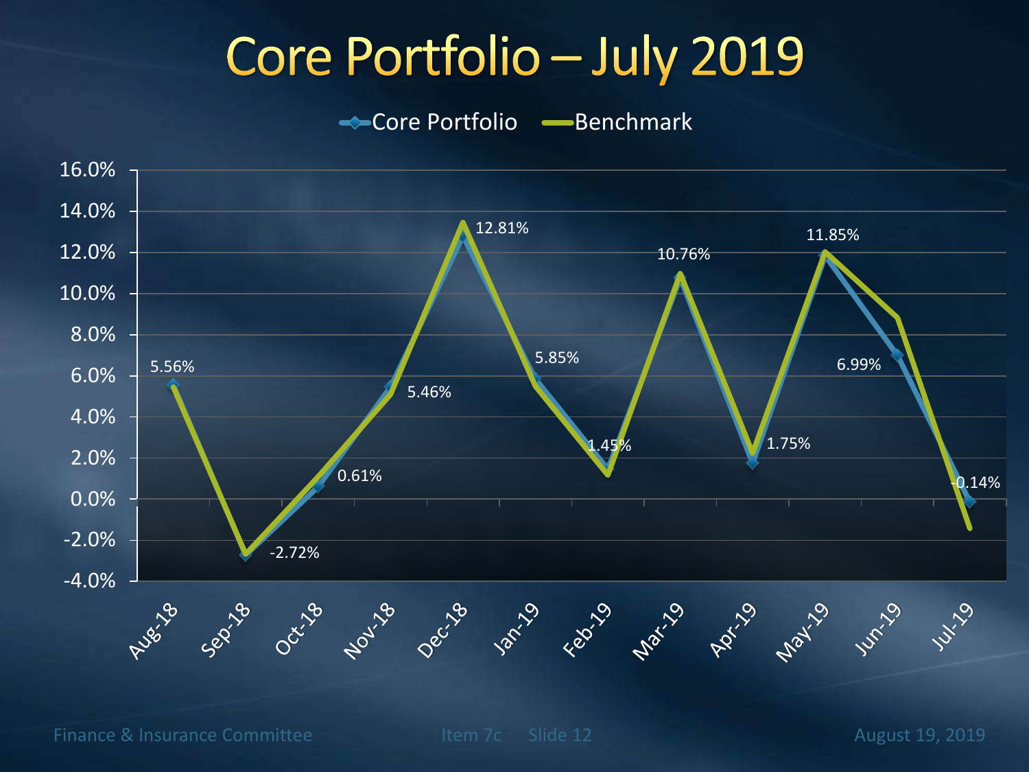# Core Portfolio – July 2019

| Month | Core Portfolio |
|---|---|
| Aug-18 | 5.56% |
| Sep-18 | -2.72% |
| Oct-18 | 0.61% |
| Nov-18 | 5.46% |
| Dec-18 | 12.81% |
| Jan-19 | 5.85% |
| Feb-19 | 1.45% |
| Mar-19 | 10.76% |
| Apr-19 | 1.75% |
| May-19 | 11.85% |
| Jun-19 | 6.99% |
| Jul-19 | -0.14% |

Legend: Core Portfolio, Benchmark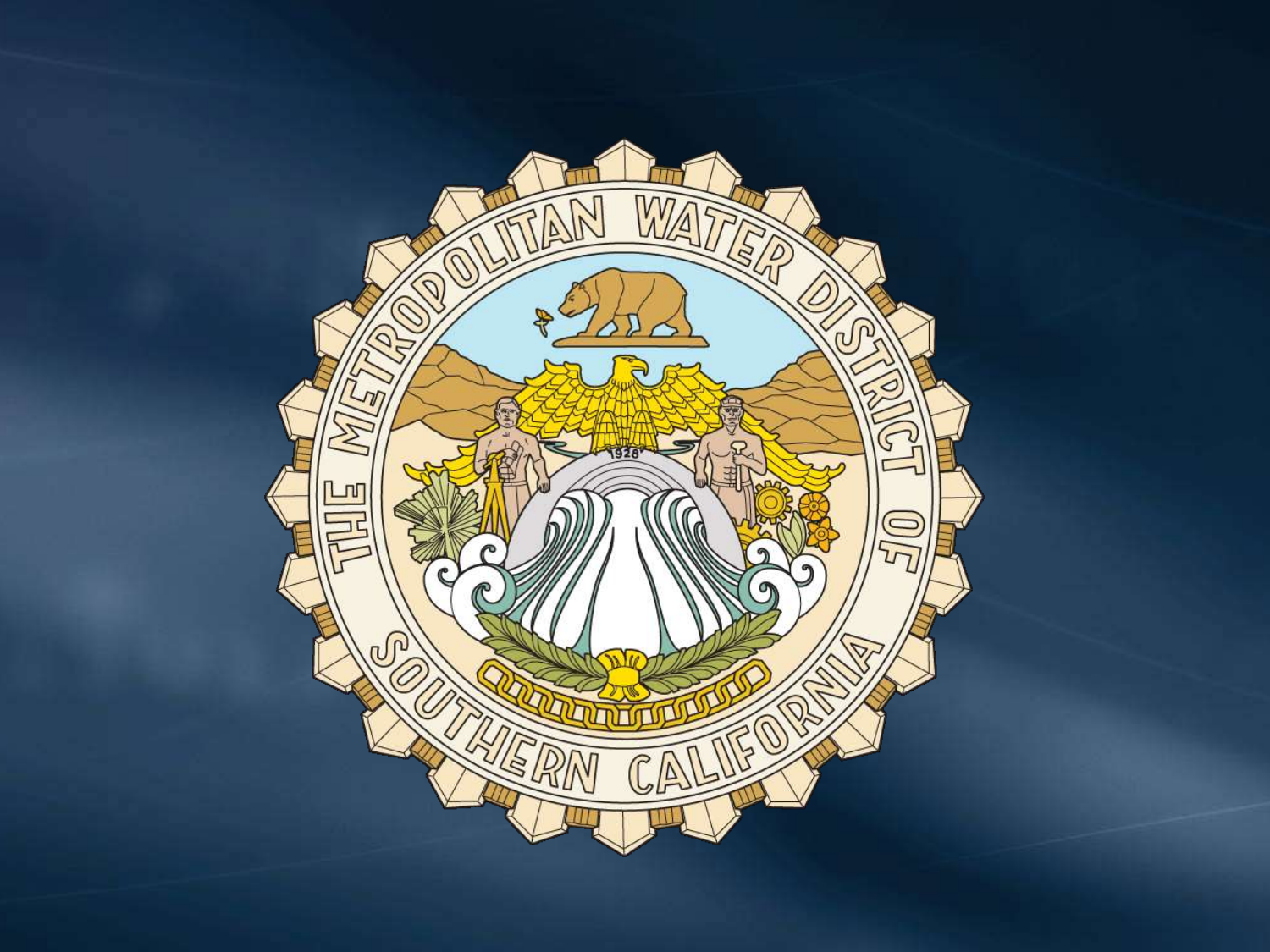THE METROPOLITAN WATER DISTRICT OF SOUTHERN CALIFORNIA

1928